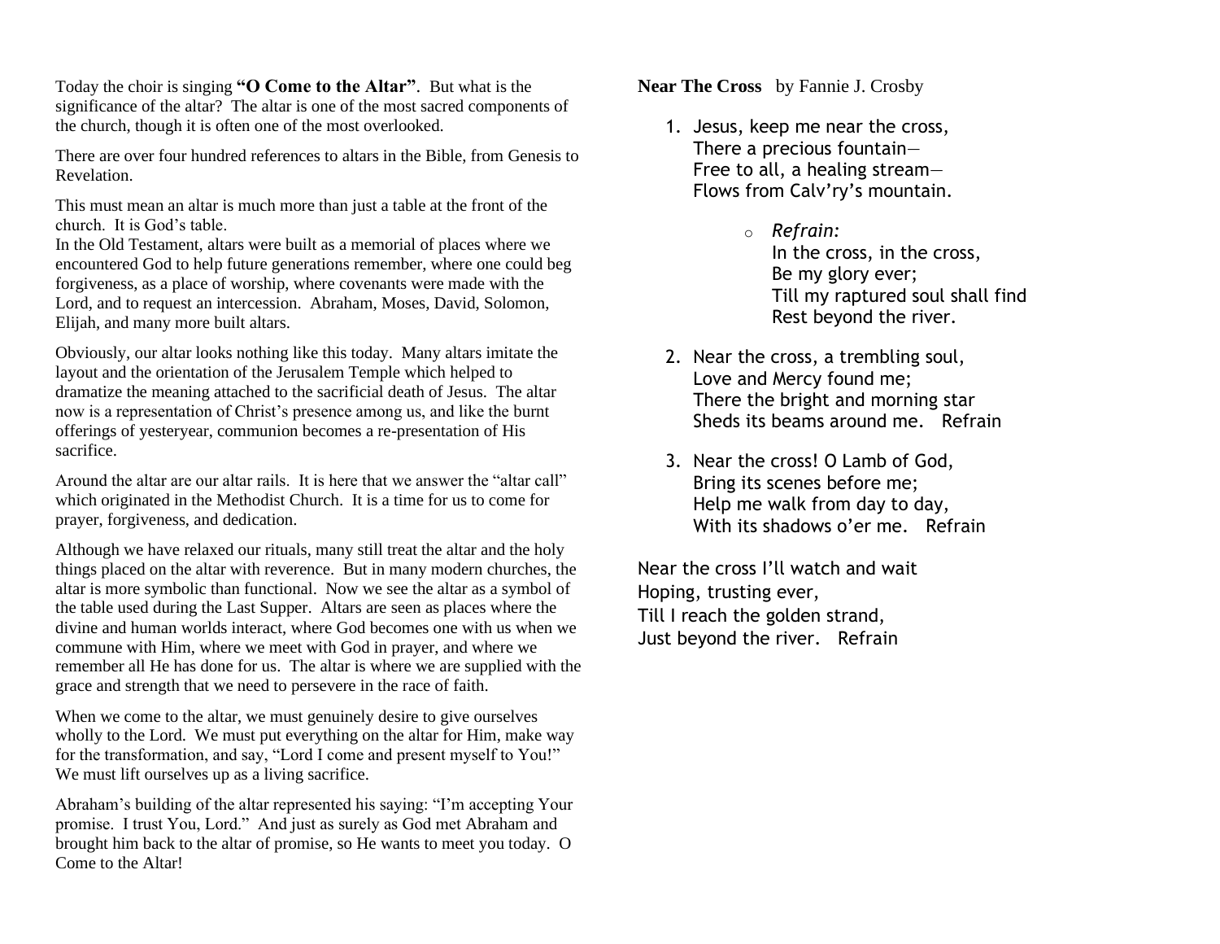Today the choir is singing **"O Come to the Altar"**. But what is the significance of the altar? The altar is one of the most sacred components of the church, though it is often one of the most overlooked.

There are over four hundred references to altars in the Bible, from Genesis to Revelation.

This must mean an altar is much more than just a table at the front of the church. It is God's table.
In the Old Testament, altars were built as a memorial of places where we encountered God to help future generations remember, where one could beg forgiveness, as a place of worship, where covenants were made with the Lord, and to request an intercession. Abraham, Moses, David, Solomon, Elijah, and many more built altars.

Obviously, our altar looks nothing like this today. Many altars imitate the layout and the orientation of the Jerusalem Temple which helped to dramatize the meaning attached to the sacrificial death of Jesus. The altar now is a representation of Christ's presence among us, and like the burnt offerings of yesteryear, communion becomes a re-presentation of His sacrifice.

Around the altar are our altar rails. It is here that we answer the "altar call" which originated in the Methodist Church. It is a time for us to come for prayer, forgiveness, and dedication.

Although we have relaxed our rituals, many still treat the altar and the holy things placed on the altar with reverence. But in many modern churches, the altar is more symbolic than functional. Now we see the altar as a symbol of the table used during the Last Supper. Altars are seen as places where the divine and human worlds interact, where God becomes one with us when we commune with Him, where we meet with God in prayer, and where we remember all He has done for us. The altar is where we are supplied with the grace and strength that we need to persevere in the race of faith.

When we come to the altar, we must genuinely desire to give ourselves wholly to the Lord. We must put everything on the altar for Him, make way for the transformation, and say, "Lord I come and present myself to You!" We must lift ourselves up as a living sacrifice.

Abraham's building of the altar represented his saying: "I'm accepting Your promise. I trust You, Lord." And just as surely as God met Abraham and brought him back to the altar of promise, so He wants to meet you today. O Come to the Altar!

**Near The Cross** by Fannie J. Crosby

1. Jesus, keep me near the cross,
   There a precious fountain—
   Free to all, a healing stream—
   Flows from Calv'ry's mountain.

   - *Refrain:*
     In the cross, in the cross,
     Be my glory ever;
     Till my raptured soul shall find
     Rest beyond the river.

2. Near the cross, a trembling soul,
   Love and Mercy found me;
   There the bright and morning star
   Sheds its beams around me. Refrain

3. Near the cross! O Lamb of God,
   Bring its scenes before me;
   Help me walk from day to day,
   With its shadows o'er me. Refrain

Near the cross I'll watch and wait
Hoping, trusting ever,
Till I reach the golden strand,
Just beyond the river. Refrain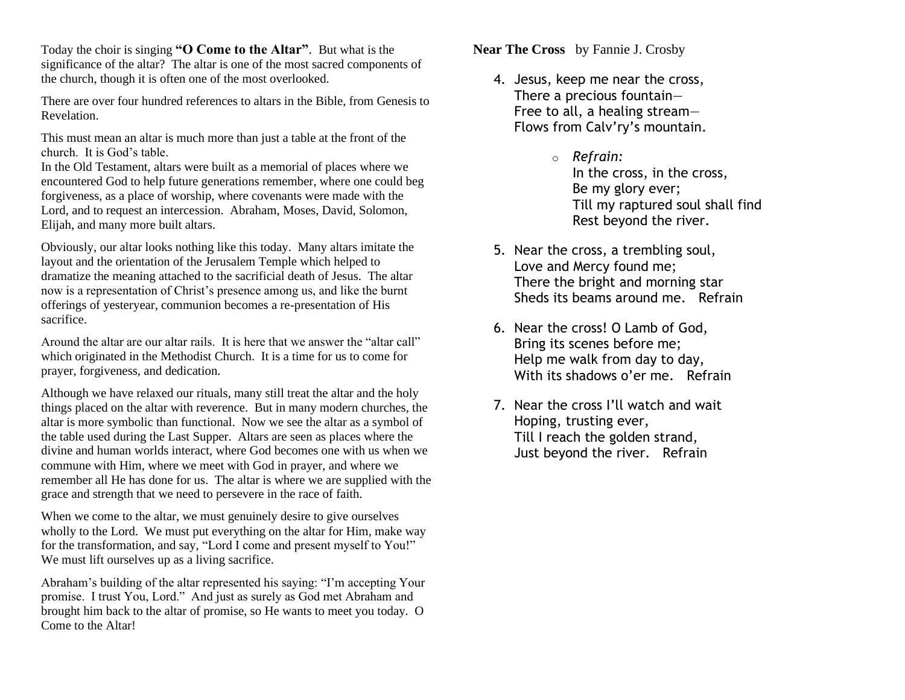Today the choir is singing **"O Come to the Altar"**. But what is the significance of the altar? The altar is one of the most sacred components of the church, though it is often one of the most overlooked.

There are over four hundred references to altars in the Bible, from Genesis to Revelation.

This must mean an altar is much more than just a table at the front of the church. It is God's table.
In the Old Testament, altars were built as a memorial of places where we encountered God to help future generations remember, where one could beg forgiveness, as a place of worship, where covenants were made with the Lord, and to request an intercession. Abraham, Moses, David, Solomon, Elijah, and many more built altars.

Obviously, our altar looks nothing like this today. Many altars imitate the layout and the orientation of the Jerusalem Temple which helped to dramatize the meaning attached to the sacrificial death of Jesus. The altar now is a representation of Christ's presence among us, and like the burnt offerings of yesteryear, communion becomes a re-presentation of His sacrifice.

Around the altar are our altar rails. It is here that we answer the "altar call" which originated in the Methodist Church. It is a time for us to come for prayer, forgiveness, and dedication.

Although we have relaxed our rituals, many still treat the altar and the holy things placed on the altar with reverence. But in many modern churches, the altar is more symbolic than functional. Now we see the altar as a symbol of the table used during the Last Supper. Altars are seen as places where the divine and human worlds interact, where God becomes one with us when we commune with Him, where we meet with God in prayer, and where we remember all He has done for us. The altar is where we are supplied with the grace and strength that we need to persevere in the race of faith.

When we come to the altar, we must genuinely desire to give ourselves wholly to the Lord. We must put everything on the altar for Him, make way for the transformation, and say, "Lord I come and present myself to You!" We must lift ourselves up as a living sacrifice.

Abraham's building of the altar represented his saying: "I'm accepting Your promise. I trust You, Lord." And just as surely as God met Abraham and brought him back to the altar of promise, so He wants to meet you today. O Come to the Altar!

**Near The Cross** by Fannie J. Crosby

4. Jesus, keep me near the cross,
   There a precious fountain—
   Free to all, a healing stream—
   Flows from Calv'ry's mountain.

   - *Refrain:*
     In the cross, in the cross,
     Be my glory ever;
     Till my raptured soul shall find
     Rest beyond the river.

5. Near the cross, a trembling soul,
   Love and Mercy found me;
   There the bright and morning star
   Sheds its beams around me. Refrain

6. Near the cross! O Lamb of God,
   Bring its scenes before me;
   Help me walk from day to day,
   With its shadows o'er me. Refrain

7. Near the cross I'll watch and wait
   Hoping, trusting ever,
   Till I reach the golden strand,
   Just beyond the river. Refrain